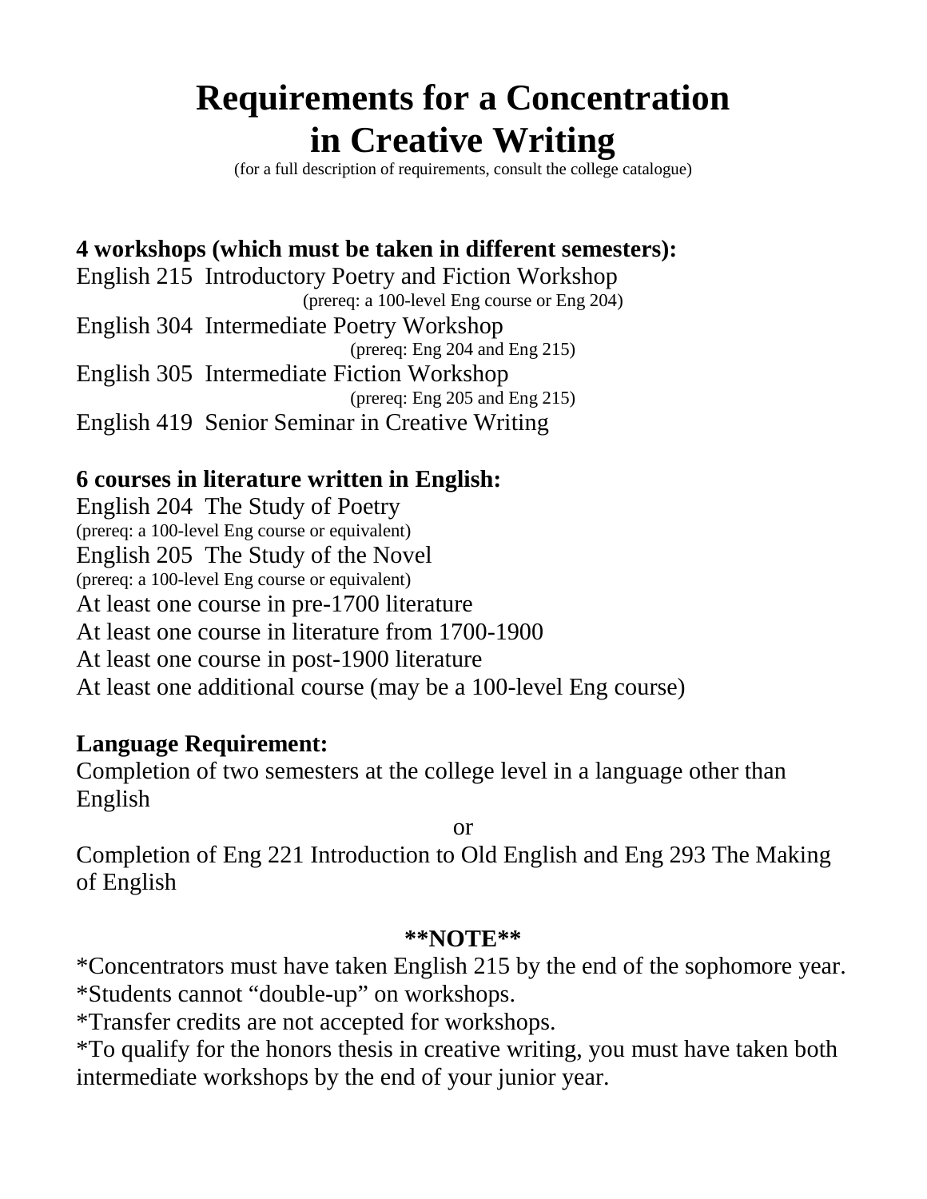# Requirements for a Concentration in Creative Writing

(for a full description of requirements, consult the college catalogue)

**4 workshops (which must be taken in different semesters):**

English 215 Introductory Poetry and Fiction Workshop
(prereq: a 100-level Eng course or Eng 204)

English 304 Intermediate Poetry Workshop
(prereq: Eng 204 and Eng 215)

English 305 Intermediate Fiction Workshop
(prereq: Eng 205 and Eng 215)

English 419 Senior Seminar in Creative Writing

**6 courses in literature written in English:**

English 204 The Study of Poetry
(prereq: a 100-level Eng course or equivalent)

English 205 The Study of the Novel
(prereq: a 100-level Eng course or equivalent)

At least one course in pre-1700 literature

At least one course in literature from 1700-1900

At least one course in post-1900 literature

At least one additional course (may be a 100-level Eng course)

**Language Requirement:**

Completion of two semesters at the college level in a language other than English

or

Completion of Eng 221 Introduction to Old English and Eng 293 The Making of English

**\*\*NOTE\*\***

*Concentrators must have taken English 215 by the end of the sophomore year.

*Students cannot "double-up" on workshops.

*Transfer credits are not accepted for workshops.

*To qualify for the honors thesis in creative writing, you must have taken both intermediate workshops by the end of your junior year.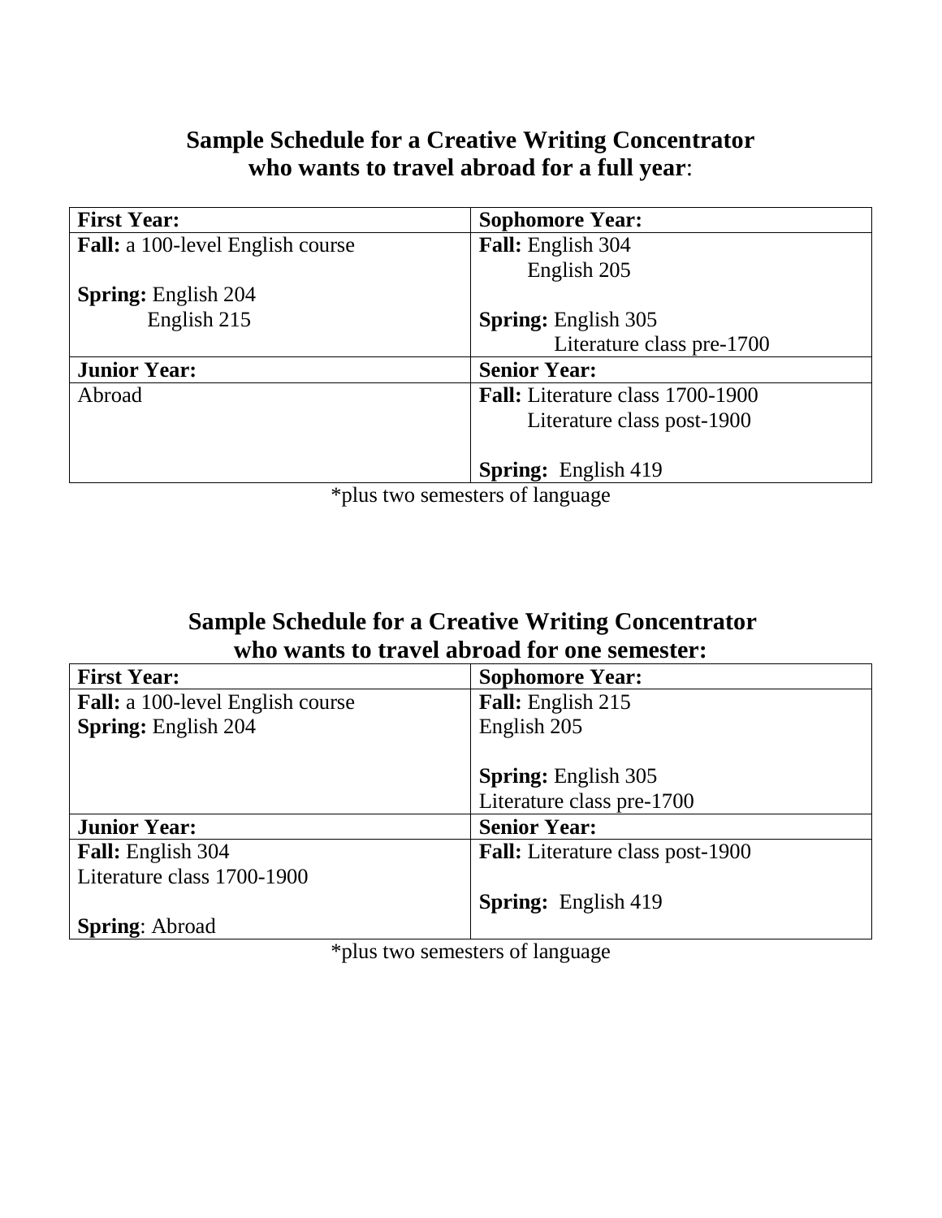## Sample Schedule for a Creative Writing Concentrator who wants to travel abroad for a full year:

| **First Year:** | **Sophomore Year:** |
| --- | --- |
| **Fall:** a 100-level English course<br><br>**Spring:** English 204<br>English 215 | **Fall:** English 304<br>English 205<br><br>**Spring:** English 305<br>Literature class pre-1700 |
| **Junior Year:** | **Senior Year:** |
| Abroad | **Fall:** Literature class 1700-1900<br>Literature class post-1900<br><br>**Spring:** English 419 |

*plus two semesters of language

## Sample Schedule for a Creative Writing Concentrator who wants to travel abroad for one semester:

| **First Year:** | **Sophomore Year:** |
| --- | --- |
| **Fall:** a 100-level English course<br>**Spring:** English 204 | **Fall:** English 215<br>English 205<br><br>**Spring:** English 305<br>Literature class pre-1700 |
| **Junior Year:** | **Senior Year:** |
| **Fall:** English 304<br>Literature class 1700-1900<br><br>**Spring**: Abroad | **Fall:** Literature class post-1900<br><br>**Spring:** English 419 |

*plus two semesters of language